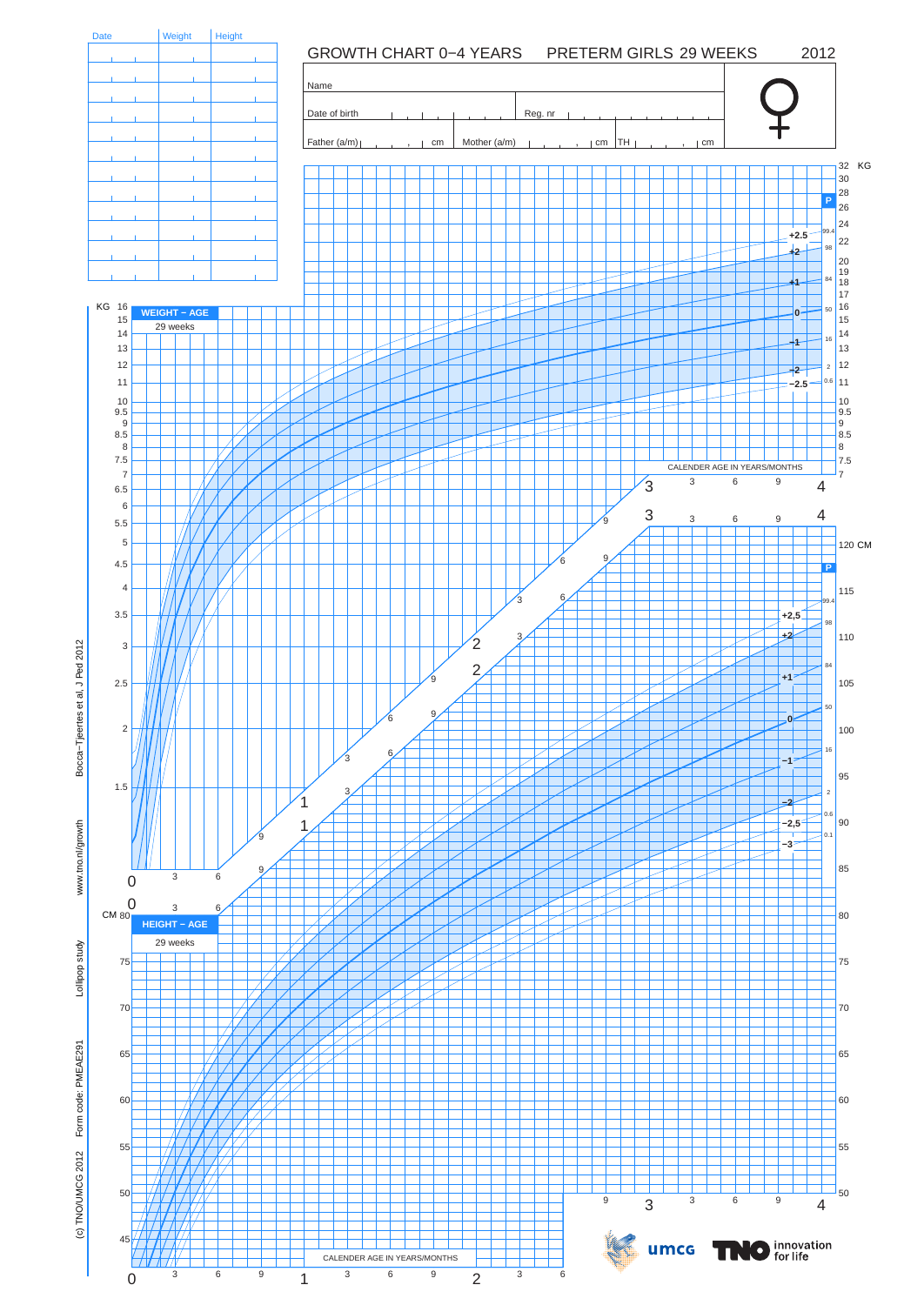# GROWTH CHART 0–4 YEARS PRETERM GIRLS 29 WEEKS 2012

| Date | Weight | Height |
|---|---|---|
| | | |
| | | |
| | | |
| | | |
| | | |
| | | |
| | | |
| | | |
| | | |
| | | |
| | | |

Name

Date of birth Reg. nr

Father (a/m) cm Mother (a/m) cm TH cm

**WEIGHT – AGE**

29 weeks

KG

P: 99.4, 98, 84, 50, 16, 2, 0.6

SD: +2.5, +2, +1, 0, –1, –2, –2.5

CALENDER AGE IN YEARS/MONTHS

**HEIGHT – AGE**

29 weeks

CM

P: 99.4, 98, 84, 50, 16, 2, 0.6, 0.1

SD: +2,5, +2, +1, 0, –1, –2, –2,5, –3

CALENDER AGE IN YEARS/MONTHS

Bocca–Tjeertes et al, J Ped 2012

www.tno.nl/growth

Lollipop study

Form code: PMEAE291

(c) TNO/UMCG 2012

umcg

TNO innovation for life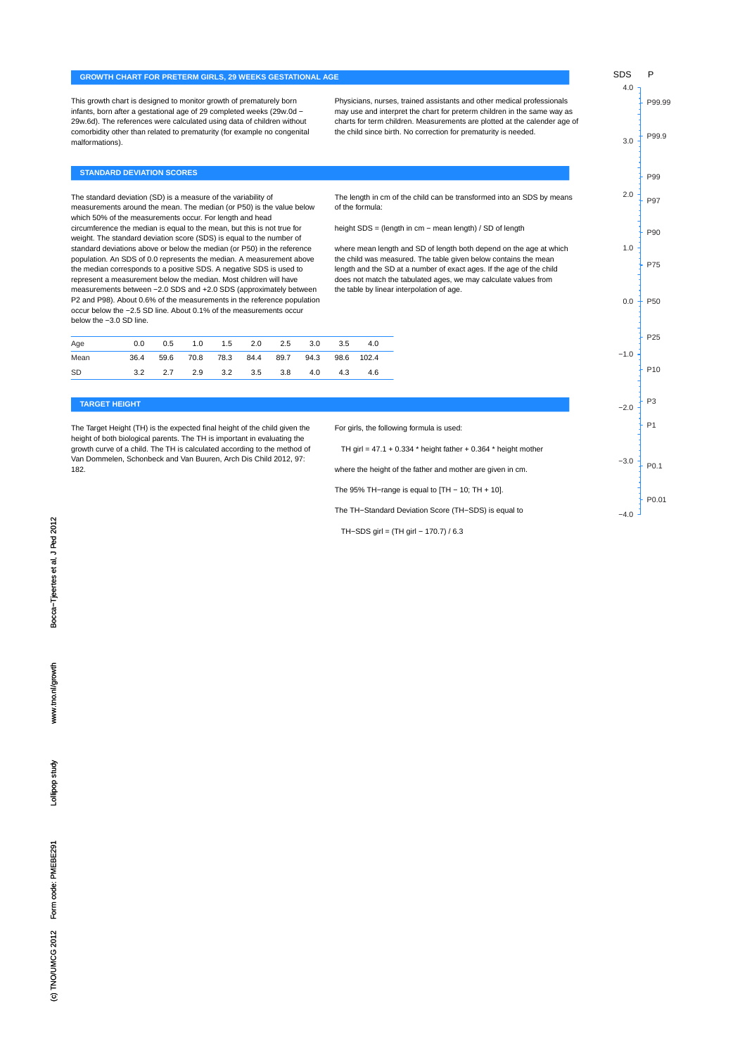## GROWTH CHART FOR PRETERM GIRLS, 29 WEEKS GESTATIONAL AGE

This growth chart is designed to monitor growth of prematurely born infants, born after a gestational age of 29 completed weeks (29w.0d − 29w.6d). The references were calculated using data of children without comorbidity other than related to prematurity (for example no congenital malformations).

Physicians, nurses, trained assistants and other medical professionals may use and interpret the chart for preterm children in the same way as charts for term children. Measurements are plotted at the calender age of the child since birth. No correction for prematurity is needed.

## STANDARD DEVIATION SCORES

The standard deviation (SD) is a measure of the variability of measurements around the mean. The median (or P50) is the value below which 50% of the measurements occur. For length and head circumference the median is equal to the mean, but this is not true for weight. The standard deviation score (SDS) is equal to the number of standard deviations above or below the median (or P50) in the reference population. An SDS of 0.0 represents the median. A measurement above the median corresponds to a positive SDS. A negative SDS is used to represent a measurement below the median. Most children will have measurements between −2.0 SDS and +2.0 SDS (approximately between P2 and P98). About 0.6% of the measurements in the reference population occur below the −2.5 SD line. About 0.1% of the measurements occur below the −3.0 SD line.

The length in cm of the child can be transformed into an SDS by means of the formula:

height SDS = (length in cm − mean length) / SD of length

where mean length and SD of length both depend on the age at which the child was measured. The table given below contains the mean length and the SD at a number of exact ages. If the age of the child does not match the tabulated ages, we may calculate values from the table by linear interpolation of age.

| Age | 0.0 | 0.5 | 1.0 | 1.5 | 2.0 | 2.5 | 3.0 | 3.5 | 4.0 |
|---|---|---|---|---|---|---|---|---|---|
| Mean | 36.4 | 59.6 | 70.8 | 78.3 | 84.4 | 89.7 | 94.3 | 98.6 | 102.4 |
| SD | 3.2 | 2.7 | 2.9 | 3.2 | 3.5 | 3.8 | 4.0 | 4.3 | 4.6 |

## TARGET HEIGHT

The Target Height (TH) is the expected final height of the child given the height of both biological parents. The TH is important in evaluating the growth curve of a child. The TH is calculated according to the method of Van Dommelen, Schonbeck and Van Buuren, Arch Dis Child 2012, 97: 182.

For girls, the following formula is used:

TH girl = 47.1 + 0.334 * height father + 0.364 * height mother

where the height of the father and mother are given in cm.

The 95% TH−range is equal to [TH − 10; TH + 10].

The TH−Standard Deviation Score (TH−SDS) is equal to

TH−SDS girl = (TH girl − 170.7) / 6.3

SDS P
4.0
P99.99
3.0
P99.9
P99
2.0
P97
P90
1.0
P75
0.0
P50
P25
−1.0
P10
−2.0
P3
P1
−3.0
P0.1
P0.01
−4.0

(c) TNO/UMCG 2012 Form code: PMEBE291 Lollipop study www.tno.nl/growth Bocca−Tjeertes et al, J Ped 2012